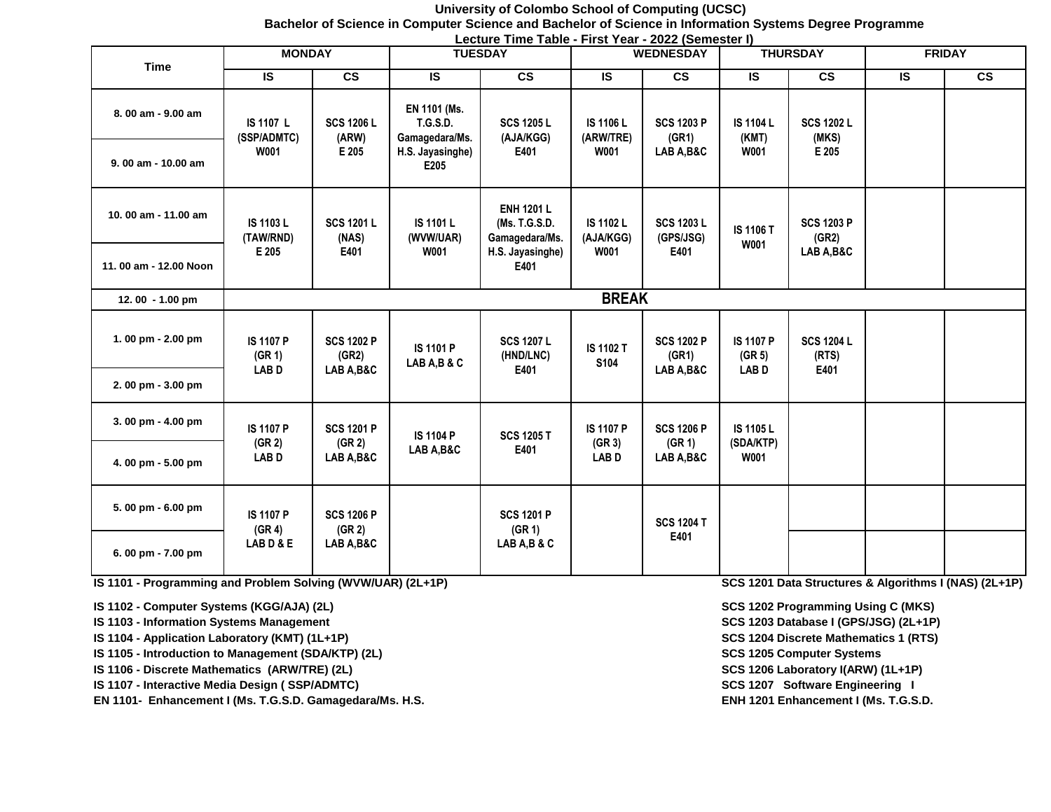# University of Colombo School of Computing (UCSC)

## Bachelor of Science in Computer Science and Bachelor of Science in Information Systems Degree Programme

### Lecture Time Table - First Year - 2022 (Semester I)

| Time | MONDAY | | TUESDAY | | WEDNESDAY | | THURSDAY | | FRIDAY | |
|---|---|---|---|---|---|---|---|---|---|---|
| | IS | CS | IS | CS | IS | CS | IS | CS | IS | CS |
| 8. 00 am - 9.00 am / 9. 00 am - 10.00 am | IS 1107 L (SSP/ADMTC) W001 | SCS 1206 L (ARW) E 205 | EN 1101 (Ms. T.G.S.D. Gamagedara/Ms. H.S. Jayasinghe) E205 | SCS 1205 L (AJA/KGG) E401 | IS 1106 L (ARW/TRE) W001 | SCS 1203 P (GR1) LAB A,B&C | IS 1104 L (KMT) W001 | SCS 1202 L (MKS) E 205 | | |
| 10. 00 am - 11.00 am / 11. 00 am - 12.00 Noon | IS 1103 L (TAW/RND) E 205 | SCS 1201 L (NAS) E401 | IS 1101 L (WVW/UAR) W001 | ENH 1201 L (Ms. T.G.S.D. Gamagedara/Ms. H.S. Jayasinghe) E401 | IS 1102 L (AJA/KGG) W001 | SCS 1203 L (GPS/JSG) E401 | IS 1106 T W001 | SCS 1203 P (GR2) LAB A,B&C | | |
| 12. 00 - 1.00 pm | BREAK | | | | | | | | | |
| 1. 00 pm - 2.00 pm / 2. 00 pm - 3.00 pm | IS 1107 P (GR 1) LAB D | SCS 1202 P (GR2) LAB A,B&C | IS 1101 P LAB A,B & C | SCS 1207 L (HND/LNC) E401 | IS 1102 T S104 | SCS 1202 P (GR1) LAB A,B&C | IS 1107 P (GR 5) LAB D | SCS 1204 L (RTS) E401 | | |
| 3. 00 pm - 4.00 pm / 4. 00 pm - 5.00 pm | IS 1107 P (GR 2) LAB D | SCS 1201 P (GR 2) LAB A,B&C | IS 1104 P LAB A,B&C | SCS 1205 T E401 | IS 1107 P (GR 3) LAB D | SCS 1206 P (GR 1) LAB A,B&C | IS 1105 L (SDA/KTP) W001 | | | |
| 5. 00 pm - 6.00 pm / 6. 00 pm - 7.00 pm | IS 1107 P (GR 4) LAB D & E | SCS 1206 P (GR 2) LAB A,B&C | | SCS 1201 P (GR 1) LAB A,B & C | | SCS 1204 T E401 | | | | |

IS 1101 - Programming and Problem Solving (WVW/UAR) (2L+1P)

IS 1102 - Computer Systems (KGG/AJA) (2L)

IS 1103 - Information Systems Management

IS 1104 - Application Laboratory (KMT) (1L+1P)

IS 1105 - Introduction to Management (SDA/KTP) (2L)

IS 1106 - Discrete Mathematics (ARW/TRE) (2L)

IS 1107 - Interactive Media Design ( SSP/ADMTC)

EN 1101- Enhancement I (Ms. T.G.S.D. Gamagedara/Ms. H.S.

SCS 1201 Data Structures & Algorithms I (NAS) (2L+1P)

SCS 1202 Programming Using C (MKS)

SCS 1203 Database I (GPS/JSG) (2L+1P)

SCS 1204 Discrete Mathematics 1 (RTS)

SCS 1205 Computer Systems

SCS 1206 Laboratory I(ARW) (1L+1P)

SCS 1207 Software Engineering I

ENH 1201 Enhancement I (Ms. T.G.S.D.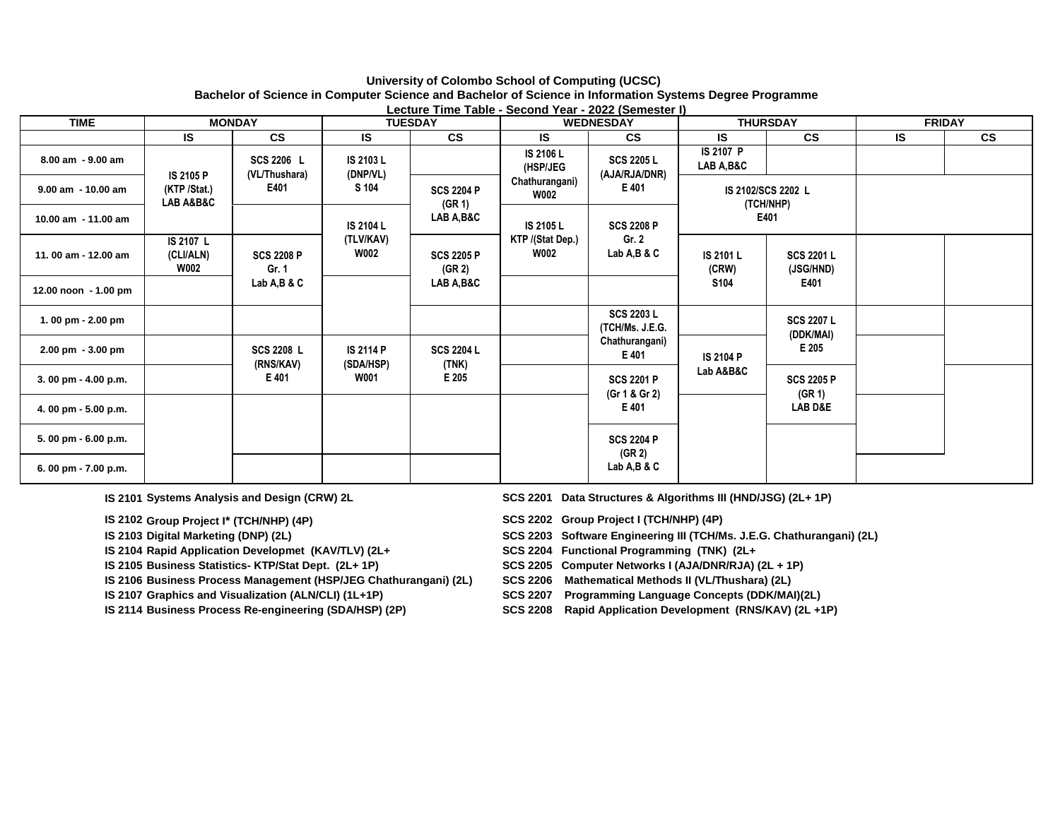**University of Colombo School of Computing (UCSC)**

**Bachelor of Science in Computer Science and Bachelor of Science in Information Systems Degree Programme**

**Lecture Time Table - Second Year - 2022 (Semester I)**

| TIME | MONDAY | | TUESDAY | | WEDNESDAY | | THURSDAY | | FRIDAY | |
|---|---|---|---|---|---|---|---|---|---|---|
| | IS | CS | IS | CS | IS | CS | IS | CS | IS | CS |
| 8.00 am - 9.00 am | IS 2105 P (KTP /Stat.) LAB A&B&C | SCS 2206 L (VL/Thushara) E401 | IS 2103 L (DNP/VL) S 104 | | IS 2106 L (HSP/JEG Chathurangani) W002 | SCS 2205 L (AJA/RJA/DNR) E 401 | IS 2107 P LAB A,B&C | | | |
| 9.00 am - 10.00 am | | | | SCS 2204 P (GR 1) LAB A,B&C | | | IS 2102/SCS 2202 L (TCH/NHP) E401 | | | |
| 10.00 am - 11.00 am | | | IS 2104 L (TLV/KAV) W002 | | IS 2105 L KTP /(Stat Dep.) W002 | SCS 2208 P Gr. 2 Lab A,B & C | | | | |
| 11. 00 am - 12.00 am | IS 2107 L (CLI/ALN) W002 | SCS 2208 P Gr. 1 Lab A,B & C | | SCS 2205 P (GR 2) LAB A,B&C | | | IS 2101 L (CRW) S104 | SCS 2201 L (JSG/HND) E401 | | |
| 12.00 noon - 1.00 pm | | | | | | | | | | |
| 1. 00 pm - 2.00 pm | | | | | | SCS 2203 L (TCH/Ms. J.E.G. Chathurangani) E 401 | | SCS 2207 L (DDK/MAI) E 205 | | |
| 2.00 pm - 3.00 pm | | SCS 2208 L (RNS/KAV) E 401 | IS 2114 P (SDA/HSP) W001 | SCS 2204 L (TNK) E 205 | | | IS 2104 P Lab A&B&C | | | |
| 3. 00 pm - 4.00 p.m. | | | | | | SCS 2201 P (Gr 1 & Gr 2) E 401 | | SCS 2205 P (GR 1) LAB D&E | | |
| 4. 00 pm - 5.00 p.m. | | | | | | | | | | |
| 5. 00 pm - 6.00 p.m. | | | | | | SCS 2204 P (GR 2) Lab A,B & C | | | | |
| 6. 00 pm - 7.00 p.m. | | | | | | | | | | |

**IS 2101** Systems Analysis and Design (CRW) 2L
**IS 2102** Group Project I* (TCH/NHP) (4P)
**IS 2103** Digital Marketing (DNP) (2L)
**IS 2104** Rapid Application Developmet (KAV/TLV) (2L+
**IS 2105** Business Statistics- KTP/Stat Dept. (2L+ 1P)
**IS 2106** Business Process Management (HSP/JEG Chathurangani) (2L)
**IS 2107** Graphics and Visualization (ALN/CLI) (1L+1P)
**IS 2114** Business Process Re-engineering (SDA/HSP) (2P)

**SCS 2201** Data Structures & Algorithms III (HND/JSG) (2L+ 1P)
**SCS 2202** Group Project I (TCH/NHP) (4P)
**SCS 2203** Software Engineering III (TCH/Ms. J.E.G. Chathurangani) (2L)
**SCS 2204** Functional Programming (TNK) (2L+
**SCS 2205** Computer Networks I (AJA/DNR/RJA) (2L + 1P)
**SCS 2206** Mathematical Methods II (VL/Thushara) (2L)
**SCS 2207** Programming Language Concepts (DDK/MAI)(2L)
**SCS 2208** Rapid Application Development (RNS/KAV) (2L +1P)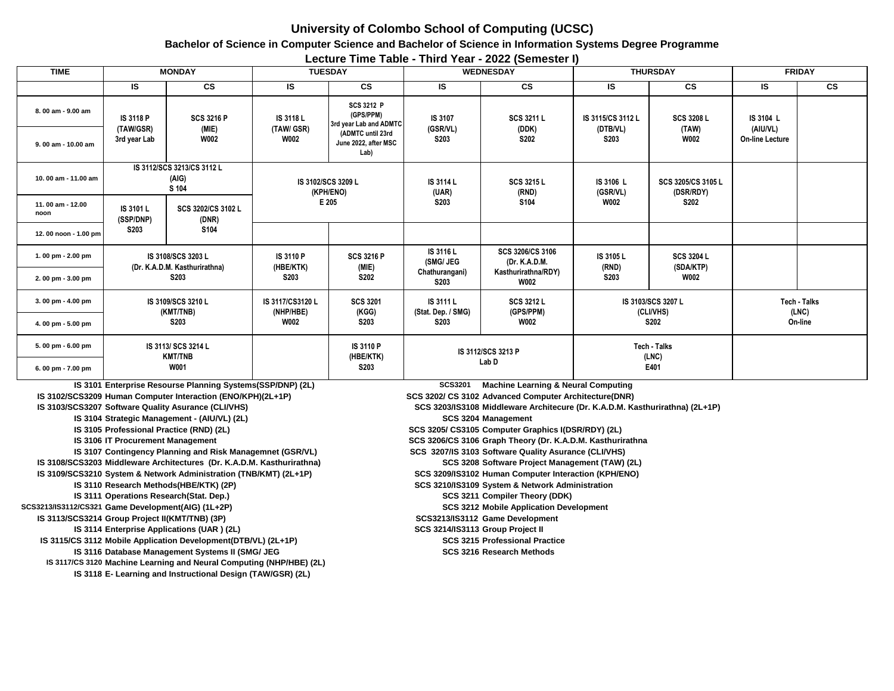# University of Colombo School of Computing (UCSC)

## Bachelor of Science in Computer Science and Bachelor of Science in Information Systems Degree Programme

### Lecture Time Table - Third Year - 2022 (Semester I)

| TIME | MONDAY | | TUESDAY | | WEDNESDAY | | THURSDAY | | FRIDAY | |
|---|---|---|---|---|---|---|---|---|---|---|
| | IS | CS | IS | CS | IS | CS | IS | CS | IS | CS |
| 8. 00 am - 9.00 am | IS 3118 P (TAW/GSR) 3rd year Lab | SCS 3216 P (MIE) W002 | IS 3118 L (TAW/ GSR) W002 | SCS 3212 P (GPS/PPM) 3rd year Lab and ADMTC (ADMTC until 23rd June 2022, after MSC Lab) | IS 3107 (GSR/VL) S203 | SCS 3211 L (DDK) S202 | IS 3115/CS 3112 L (DTB/VL) S203 | SCS 3208 L (TAW) W002 | IS 3104 L (AIU/VL) On-line Lecture | |
| 9. 00 am - 10.00 am | | | | | | | | | | |
| 10. 00 am - 11.00 am | IS 3112/SCS 3213/CS 3112 L (AIG) S 104 | | IS 3102/SCS 3209 L (KPH/ENO) E 205 | | IS 3114 L (UAR) S203 | SCS 3215 L (RND) S104 | IS 3106 L (GSR/VL) W002 | SCS 3205/CS 3105 L (DSR/RDY) S202 | | |
| 11. 00 am - 12.00 noon | IS 3101 L (SSP/DNP) S203 | SCS 3202/CS 3102 L (DNR) S104 | | | | | | | | |
| 12. 00 noon - 1.00 pm | | | | | | | | | | |
| 1. 00 pm - 2.00 pm | IS 3108/SCS 3203 L (Dr. K.A.D.M. Kasthurirathna) S203 | | IS 3110 P (HBE/KTK) S203 | SCS 3216 P (MIE) S202 | IS 3116 L (SMG/ JEG Chathurangani) S203 | SCS 3206/CS 3106 (Dr. K.A.D.M. Kasthurirathna/RDY) W002 | IS 3105 L (RND) S203 | SCS 3204 L (SDA/KTP) W002 | | |
| 2. 00 pm - 3.00 pm | | | | | | | | | | |
| 3. 00 pm - 4.00 pm | IS 3109/SCS 3210 L (KMT/TNB) S203 | | IS 3117/CS3120 L (NHP/HBE) W002 | SCS 3201 (KGG) S203 | IS 3111 L (Stat. Dep. / SMG) S203 | SCS 3212 L (GPS/PPM) W002 | IS 3103/SCS 3207 L (CLI/VHS) S202 | | Tech - Talks (LNC) On-line | |
| 4. 00 pm - 5.00 pm | | | | | | | | | | |
| 5. 00 pm - 6.00 pm | IS 3113/ SCS 3214 L KMT/TNB W001 | | | IS 3110 P (HBE/KTK) S203 | IS 3112/SCS 3213 P Lab D | | Tech - Talks (LNC) E401 | | | |
| 6. 00 pm - 7.00 pm | | | | | | | | | | |

- IS 3101 Enterprise Resourse Planning Systems(SSP/DNP) (2L)
- IS 3102/SCS3209 Human Computer Interaction (ENO/KPH)(2L+1P)
- IS 3103/SCS3207 Software Quality Asurance (CLI/VHS)
- IS 3104 Strategic Management - (AIU/VL) (2L)
- IS 3105 Professional Practice (RND) (2L)
- IS 3106 IT Procurement Management
- IS 3107 Contingency Planning and Risk Managemnet (GSR/VL)
- IS 3108/SCS3203 Middleware Architectures (Dr. K.A.D.M. Kasthurirathna)
- IS 3109/SCS3210 System & Network Administration (TNB/KMT) (2L+1P)
- IS 3110 Research Methods(HBE/KTK) (2P)
- IS 3111 Operations Research(Stat. Dep.)
- SCS3213/IS3112/CS321 Game Development(AIG) (1L+2P)
- IS 3113/SCS3214 Group Project II(KMT/TNB) (3P)
- IS 3114 Enterprise Applications (UAR ) (2L)
- IS 3115/CS 3112 Mobile Application Development(DTB/VL) (2L+1P)
- IS 3116 Database Management Systems II (SMG/ JEG
- IS 3117/CS 3120 Machine Learning and Neural Computing (NHP/HBE) (2L)
- IS 3118 E- Learning and Instructional Design (TAW/GSR) (2L)

- SCS3201 Machine Learning & Neural Computing
- SCS 3202/ CS 3102 Advanced Computer Architecture(DNR)
- SCS 3203/IS3108 Middleware Architecure (Dr. K.A.D.M. Kasthurirathna) (2L+1P)
- SCS 3204 Management
- SCS 3205/ CS3105 Computer Graphics I(DSR/RDY) (2L)
- SCS 3206/CS 3106 Graph Theory (Dr. K.A.D.M. Kasthurirathna
- SCS 3207/IS 3103 Software Quality Asurance (CLI/VHS)
- SCS 3208 Software Project Management (TAW) (2L)
- SCS 3209/IS3102 Human Computer Interaction (KPH/ENO)
- SCS 3210/IS3109 System & Network Administration
- SCS 3211 Compiler Theory (DDK)
- SCS 3212 Mobile Application Development
- SCS3213/IS3112 Game Development
- SCS 3214/IS3113 Group Project II
- SCS 3215 Professional Practice
- SCS 3216 Research Methods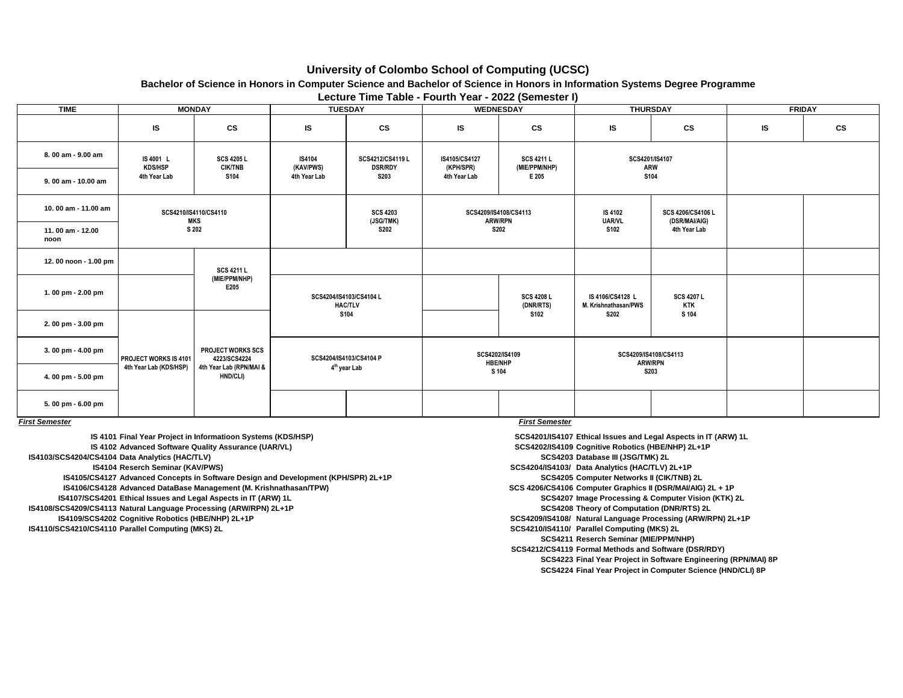## University of Colombo School of Computing (UCSC)

### Bachelor of Science in Honors in Computer Science and Bachelor of Science in Honors in Information Systems Degree Programme

### Lecture Time Table - Fourth Year - 2022 (Semester I)

| TIME | MONDAY | | TUESDAY | | WEDNESDAY | | THURSDAY | | FRIDAY | |
|---|---|---|---|---|---|---|---|---|---|---|
| | IS | CS | IS | CS | IS | CS | IS | CS | IS | CS |
| 8. 00 am - 9.00 am | IS 4001 L KDS/HSP 4th Year Lab | SCS 4205 L CIK/TNB S104 | IS4104 (KAV/PWS) 4th Year Lab | SCS4212/CS4119 L DSR/RDY S203 | IS4105/CS4127 (KPH/SPR) 4th Year Lab | SCS 4211 L (MIE/PPM/NHP) E 205 | SCS4201/IS4107 ARW S104 | | | |
| 9. 00 am - 10.00 am | | | | | | | | | | |
| 10. 00 am - 11.00 am | SCS4210/IS4110/CS4110 MKS S 202 | | | SCS 4203 (JSG/TMK) S202 | SCS4209/IS4108/CS4113 ARW/RPN S202 | | IS 4102 UAR/VL S102 | SCS 4206/CS4106 L (DSR/MAI/AIG) 4th Year Lab | | |
| 11. 00 am - 12.00 noon | | | | | | | | | | |
| 12. 00 noon - 1.00 pm | | SCS 4211 L (MIE/PPM/NHP) E205 | | | | | | | | |
| 1. 00 pm - 2.00 pm | | | SCS4204/IS4103/CS4104 L HAC/TLV S104 | | | SCS 4208 L (DNR/RTS) S102 | IS 4106/CS4128 L M. Krishnathasan/PWS S202 | SCS 4207 L KTK S 104 | | |
| 2. 00 pm - 3.00 pm | PROJECT WORKS IS 4101 4th Year Lab (KDS/HSP) | PROJECT WORKS SCS 4223/SCS4224 4th Year Lab (RPN/MAI & HND/CLI) | | | | | | | | |
| 3. 00 pm - 4.00 pm | | | SCS4204/IS4103/CS4104 P 4th year Lab | | SCS4202/IS4109 HBE/NHP S 104 | | SCS4209/IS4108/CS4113 ARW/RPN S203 | | | |
| 4. 00 pm - 5.00 pm | | | | | | | | | | |
| 5. 00 pm - 6.00 pm | | | | | | | | | | |

***First Semester***

- IS 4101 Final Year Project in Informatioon Systems (KDS/HSP)
- IS 4102 Advanced Software Quality Assurance (UAR/VL)
- IS4103/SCS4204/CS4104 Data Analytics (HAC/TLV)
- IS4104 Reserch Seminar (KAV/PWS)
- IS4105/CS4127 Advanced Concepts in Software Design and Development (KPH/SPR) 2L+1P
- IS4106/CS4128 Advanced DataBase Management (M. Krishnathasan/TPW)
- IS4107/SCS4201 Ethical Issues and Legal Aspects in IT (ARW) 1L
- IS4108/SCS4209/CS4113 Natural Language Processing (ARW/RPN) 2L+1P
- IS4109/SCS4202 Cognitive Robotics (HBE/NHP) 2L+1P
- IS4110/SCS4210/CS4110 Parallel Computing (MKS) 2L

***First Semester***

- SCS4201/IS4107 Ethical Issues and Legal Aspects in IT (ARW) 1L
- SCS4202/IS4109 Cognitive Robotics (HBE/NHP) 2L+1P
- SCS4203 Database III (JSG/TMK) 2L
- SCS4204/IS4103/ Data Analytics (HAC/TLV) 2L+1P
- SCS4205 Computer Networks II (CIK/TNB) 2L
- SCS 4206/CS4106 Computer Graphics II (DSR/MAI/AIG) 2L + 1P
- SCS4207 Image Processing & Computer Vision (KTK) 2L
- SCS4208 Theory of Computation (DNR/RTS) 2L
- SCS4209/IS4108/ Natural Language Processing (ARW/RPN) 2L+1P
- SCS4210/IS4110/ Parallel Computing (MKS) 2L
- SCS4211 Reserch Seminar (MIE/PPM/NHP)
- SCS4212/CS4119 Formal Methods and Software (DSR/RDY)
- SCS4223 Final Year Project in Software Engineering (RPN/MAI) 8P
- SCS4224 Final Year Project in Computer Science (HND/CLI) 8P